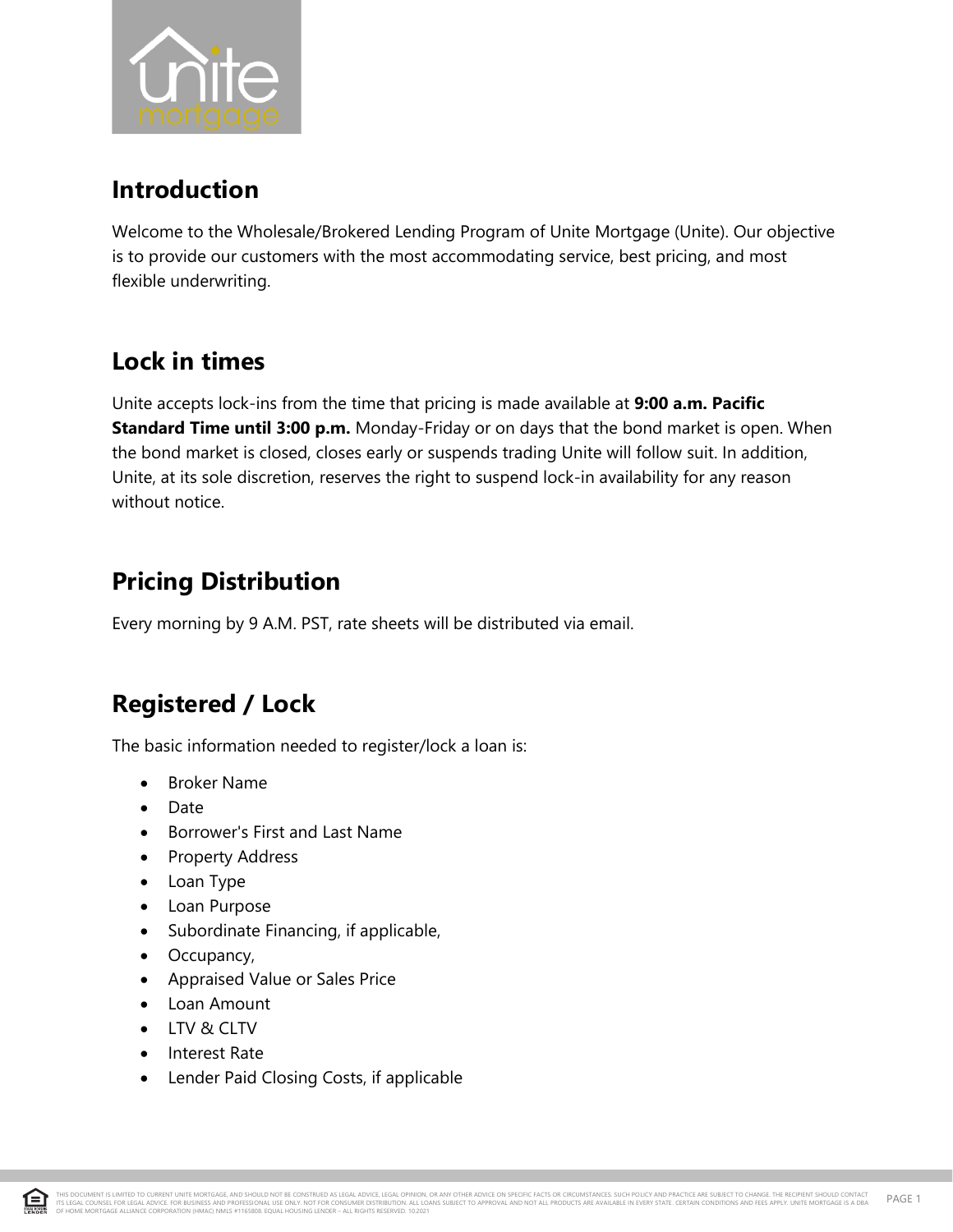## Introduction

Welcome to the Wholesale/Brokered Lending Program of Unite Mortgage (Unite). Our objective is to provide our customers with the most accommodating service, best pricing, and most flexible underwriting.

## Lock in times

Unite accepts lock-ins from the time that pricing is made available at **9:00 a.m. Pacific Standard Time until 3:00 p.m.** Monday-Friday or on days that the bond market is open. When the bond market is closed, closes early or suspends trading Unite will follow suit. In addition, Unite, at its sole discretion, reserves the right to suspend lock-in availability for any reason without notice.

## Pricing Distribution

Every morning by 9 A.M. PST, rate sheets will be distributed via email.

## Registered / Lock

The basic information needed to register/lock a loan is:

- Broker Name
- Date
- Borrower's First and Last Name
- Property Address
- Loan Type
- Loan Purpose
- Subordinate Financing, if applicable,
- Occupancy,
- Appraised Value or Sales Price
- Loan Amount
- LTV & CLTV
- Interest Rate
- Lender Paid Closing Costs, if applicable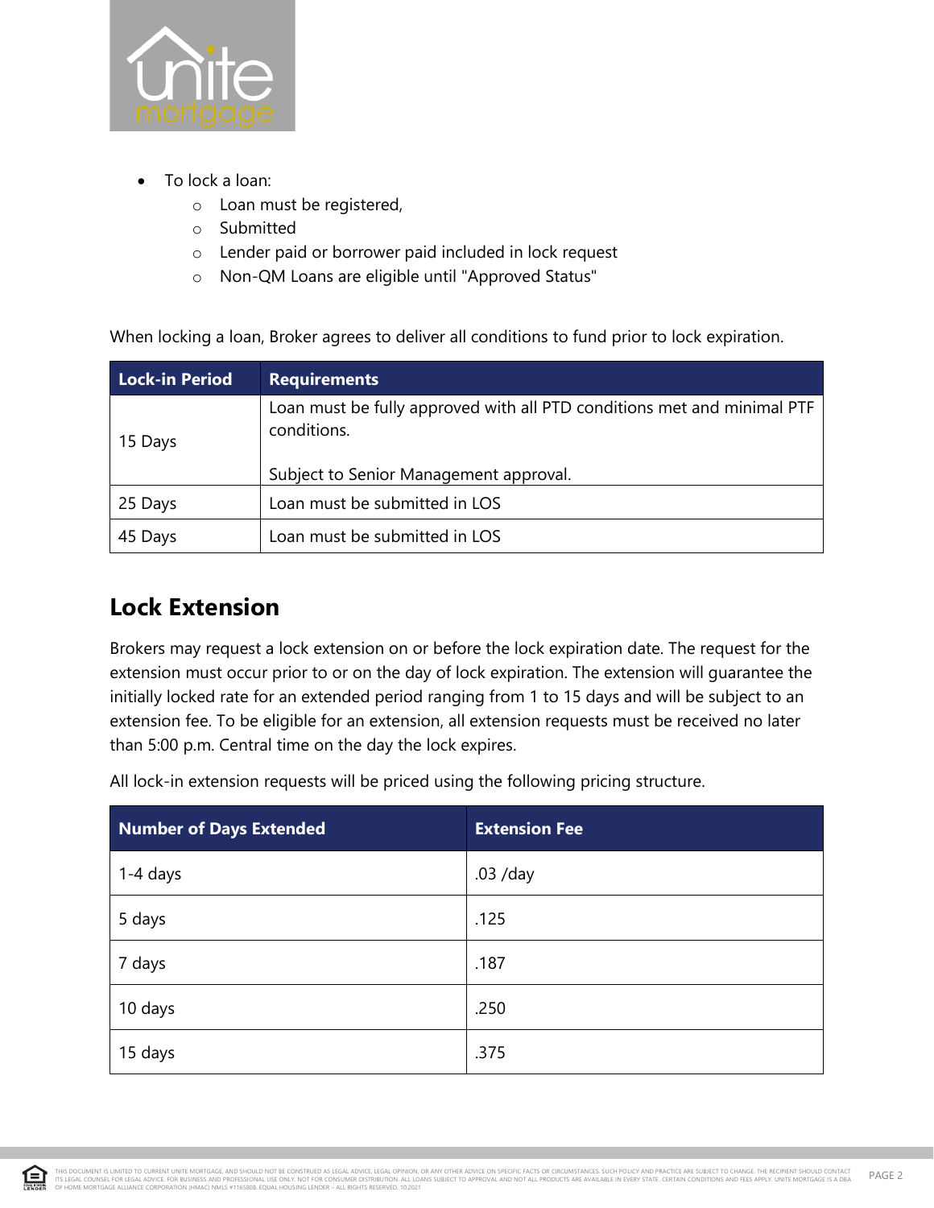- To lock a loan:
  - Loan must be registered,
  - Submitted
  - Lender paid or borrower paid included in lock request
  - Non-QM Loans are eligible until "Approved Status"

When locking a loan, Broker agrees to deliver all conditions to fund prior to lock expiration.

| Lock-in Period | Requirements |
|---|---|
| 15 Days | Loan must be fully approved with all PTD conditions met and minimal PTF conditions.<br><br>Subject to Senior Management approval. |
| 25 Days | Loan must be submitted in LOS |
| 45 Days | Loan must be submitted in LOS |

## Lock Extension

Brokers may request a lock extension on or before the lock expiration date. The request for the extension must occur prior to or on the day of lock expiration. The extension will guarantee the initially locked rate for an extended period ranging from 1 to 15 days and will be subject to an extension fee. To be eligible for an extension, all extension requests must be received no later than 5:00 p.m. Central time on the day the lock expires.

All lock-in extension requests will be priced using the following pricing structure.

| Number of Days Extended | Extension Fee |
|---|---|
| 1-4 days | .03 /day |
| 5 days | .125 |
| 7 days | .187 |
| 10 days | .250 |
| 15 days | .375 |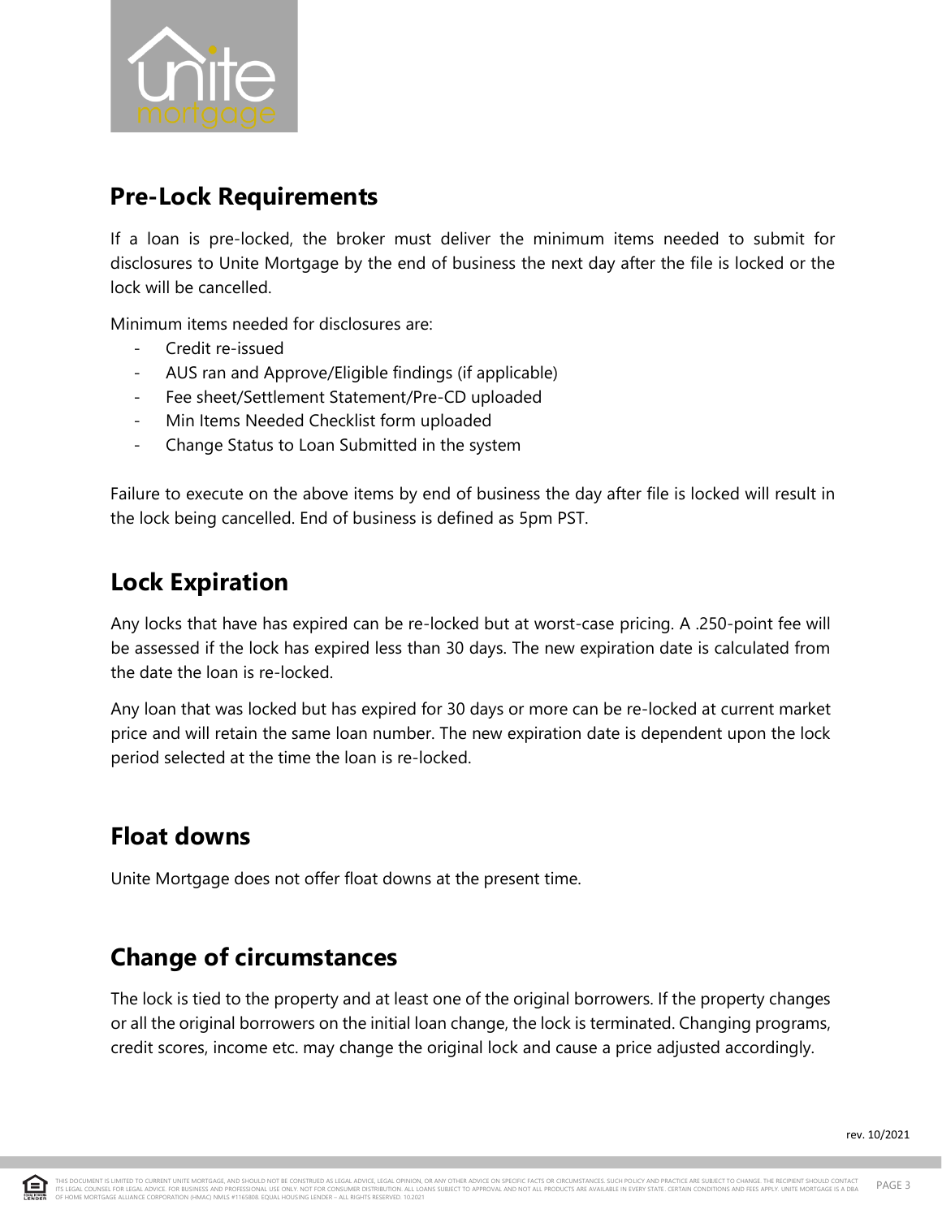## Pre-Lock Requirements

If a loan is pre-locked, the broker must deliver the minimum items needed to submit for disclosures to Unite Mortgage by the end of business the next day after the file is locked or the lock will be cancelled.

Minimum items needed for disclosures are:

- Credit re-issued
- AUS ran and Approve/Eligible findings (if applicable)
- Fee sheet/Settlement Statement/Pre-CD uploaded
- Min Items Needed Checklist form uploaded
- Change Status to Loan Submitted in the system

Failure to execute on the above items by end of business the day after file is locked will result in the lock being cancelled. End of business is defined as 5pm PST.

## Lock Expiration

Any locks that have has expired can be re-locked but at worst-case pricing. A .250-point fee will be assessed if the lock has expired less than 30 days. The new expiration date is calculated from the date the loan is re-locked.

Any loan that was locked but has expired for 30 days or more can be re-locked at current market price and will retain the same loan number. The new expiration date is dependent upon the lock period selected at the time the loan is re-locked.

## Float downs

Unite Mortgage does not offer float downs at the present time.

## Change of circumstances

The lock is tied to the property and at least one of the original borrowers. If the property changes or all the original borrowers on the initial loan change, the lock is terminated. Changing programs, credit scores, income etc. may change the original lock and cause a price adjusted accordingly.

rev. 10/2021

THIS DOCUMENT IS LIMITED TO CURRENT UNITE MORTGAGE, AND SHOULD NOT BE CONSTRUED AS LEGAL ADVICE, LEGAL OPINION, OR ANY OTHER ADVICE ON SPECIFIC FACTS OR CIRCUMSTANCES. SUCH POLICY AND PRACTICE ARE SUBJECT TO CHANGE. THE RECIPIENT SHOULD CONTACT ITS LEGAL COUNSEL FOR LEGAL ADVICE. FOR BUSINESS AND PROFESSIONAL USE ONLY. NOT FOR CONSUMER DISTRIBUTION. ALL LOANS SUBJECT TO APPROVAL AND NOT ALL PRODUCTS ARE AVAILABLE IN EVERY STATE. CERTAIN CONDITIONS AND FEES APPLY. UNITE MORTGAGE IS A DBA OF HOME MORTGAGE ALLIANCE CORPORATION (HMAC) NMLS #1165808. EQUAL HOUSING LENDER – ALL RIGHTS RESERVED. 10.2021